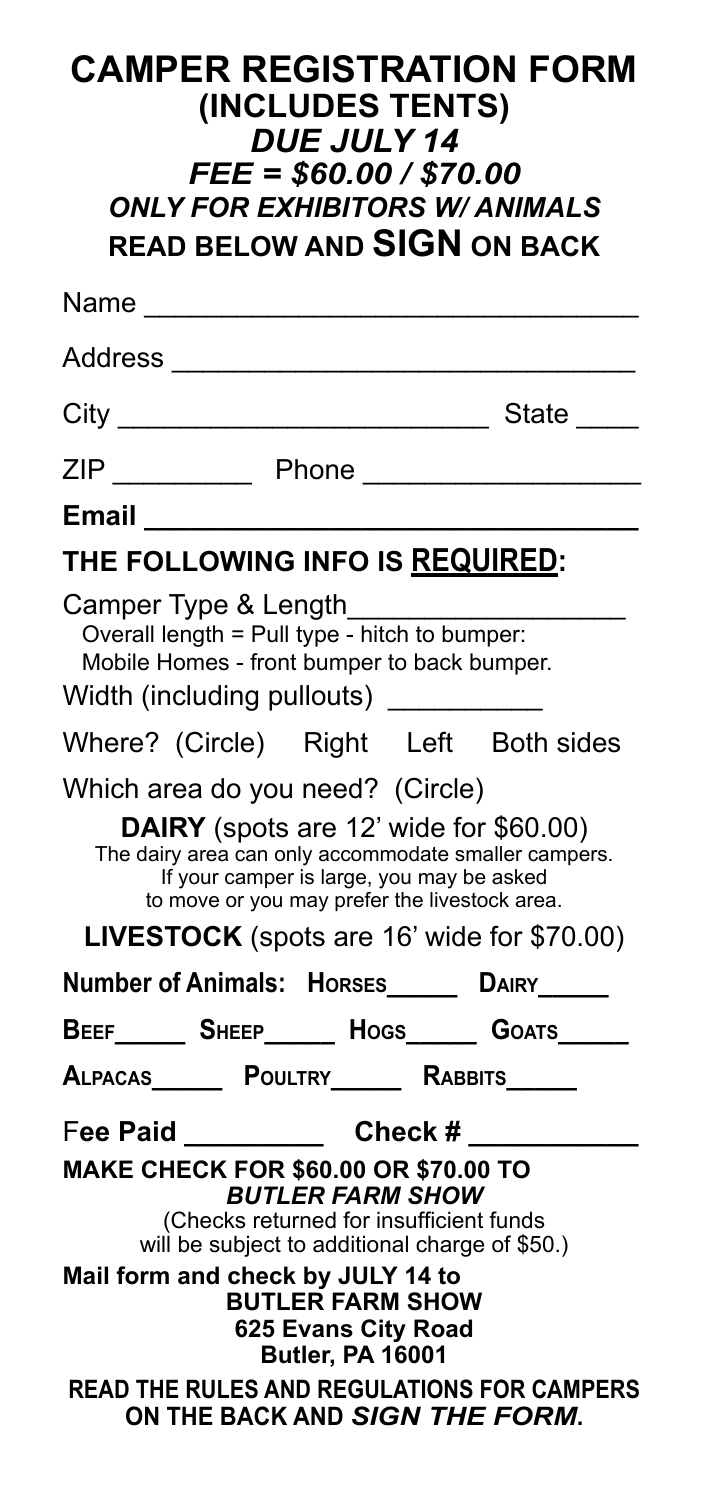# CAMPER REGISTRATION FORM

## (INCLUDES TENTS)

### *DUE JULY 14*

### *FEE = $60.00 / $70.00*

### *ONLY FOR EXHIBITORS W/ ANIMALS*

**READ BELOW AND SIGN ON BACK**

Name ______________________________

Address ____________________________

City _______________________ State ____

ZIP _________ Phone _________________

**Email** ______________________________

## THE FOLLOWING INFO IS <u>REQUIRED</u>:

Camper Type & Length_________________

Overall length = Pull type - hitch to bumper:
Mobile Homes - front bumper to back bumper.

Width (including pullouts) __________

Where? (Circle)   Right   Left   Both sides

Which area do you need? (Circle)

**DAIRY** (spots are 12' wide for $60.00)
The dairy area can only accommodate smaller campers.
If your camper is large, you may be asked
to move or you may prefer the livestock area.

**LIVESTOCK** (spots are 16' wide for $70.00)

**Number of Animals: Horses_____ Dairy_____**

**Beef_____ Sheep_____ Hogs_____ Goats_____**

**Alpacas_____ Poultry_____ Rabbits_____**

F**ee Paid** _________ **Check #** ___________

**MAKE CHECK FOR $60.00 OR $70.00 TO**
***BUTLER FARM SHOW***
(Checks returned for insufficient funds
will be subject to additional charge of $50.)

**Mail form and check by JULY 14 to**
**BUTLER FARM SHOW**
**625 Evans City Road**
**Butler, PA 16001**

**READ THE RULES AND REGULATIONS FOR CAMPERS ON THE BACK AND *SIGN THE FORM*.**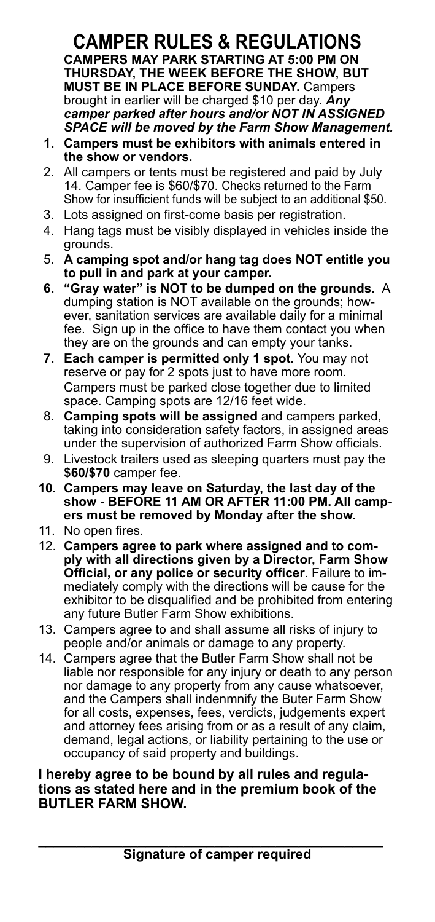# CAMPER RULES & REGULATIONS

**CAMPERS MAY PARK STARTING AT 5:00 PM ON THURSDAY, THE WEEK BEFORE THE SHOW, BUT MUST BE IN PLACE BEFORE SUNDAY.** Campers brought in earlier will be charged $10 per day. ***Any camper parked after hours and/or NOT IN ASSIGNED SPACE will be moved by the Farm Show Management.***

1. **Campers must be exhibitors with animals entered in the show or vendors.**
2. All campers or tents must be registered and paid by July 14. Camper fee is $60/$70. Checks returned to the Farm Show for insufficient funds will be subject to an additional $50.
3. Lots assigned on first-come basis per registration.
4. Hang tags must be visibly displayed in vehicles inside the grounds.
5. **A camping spot and/or hang tag does NOT entitle you to pull in and park at your camper.**
6. **"Gray water" is NOT to be dumped on the grounds.** A dumping station is NOT available on the grounds; however, sanitation services are available daily for a minimal fee. Sign up in the office to have them contact you when they are on the grounds and can empty your tanks.
7. **Each camper is permitted only 1 spot.** You may not reserve or pay for 2 spots just to have more room. Campers must be parked close together due to limited space. Camping spots are 12/16 feet wide.
8. **Camping spots will be assigned** and campers parked, taking into consideration safety factors, in assigned areas under the supervision of authorized Farm Show officials.
9. Livestock trailers used as sleeping quarters must pay the **$60/$70** camper fee.
10. **Campers may leave on Saturday, the last day of the show - BEFORE 11 AM OR AFTER 11:00 PM. All campers must be removed by Monday after the show.**
11. No open fires.
12. **Campers agree to park where assigned and to comply with all directions given by a Director, Farm Show Official, or any police or security officer**. Failure to immediately comply with the directions will be cause for the exhibitor to be disqualified and be prohibited from entering any future Butler Farm Show exhibitions.
13. Campers agree to and shall assume all risks of injury to people and/or animals or damage to any property.
14. Campers agree that the Butler Farm Show shall not be liable nor responsible for any injury or death to any person nor damage to any property from any cause whatsoever, and the Campers shall indenmnify the Buter Farm Show for all costs, expenses, fees, verdicts, judgements expert and attorney fees arising from or as a result of any claim, demand, legal actions, or liability pertaining to the use or occupancy of said property and buildings.

**I hereby agree to be bound by all rules and regulations as stated here and in the premium book of the BUTLER FARM SHOW.**

\_\_\_\_\_\_\_\_\_\_\_\_\_\_\_\_\_\_\_\_\_\_\_\_\_\_\_\_\_\_\_\_\_\_\_\_\_\_\_\_

**Signature of camper required**